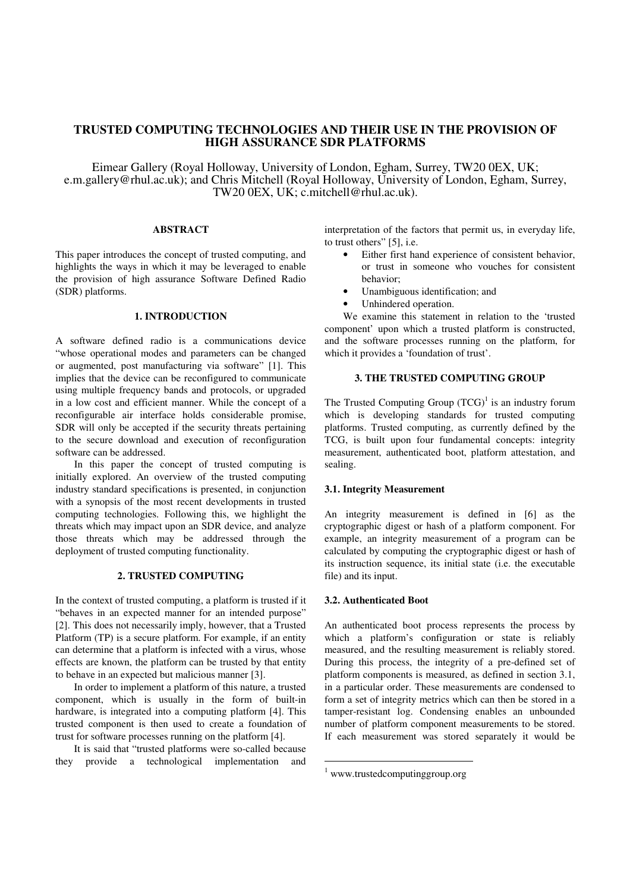# TRUSTED COMPUTING TECHNOLOGIES AND THEIR USE IN THE PROVISION OF HIGH ASSURANCE SDR PLATFORMS

Eimear Gallery (Royal Holloway, University of London, Egham, Surrey, TW20 0EX, UK; e.m.gallery@rhul.ac.uk); and Chris Mitchell (Royal Holloway, University of London, Egham, Surrey, TW20 0EX, UK; c.mitchell@rhul.ac.uk).

## ABSTRACT

This paper introduces the concept of trusted computing, and highlights the ways in which it may be leveraged to enable the provision of high assurance Software Defined Radio (SDR) platforms.

## 1. INTRODUCTION

A software defined radio is a communications device "whose operational modes and parameters can be changed or augmented, post manufacturing via software" [1]. This implies that the device can be reconfigured to communicate using multiple frequency bands and protocols, or upgraded in a low cost and efficient manner. While the concept of a reconfigurable air interface holds considerable promise, SDR will only be accepted if the security threats pertaining to the secure download and execution of reconfiguration software can be addressed.

In this paper the concept of trusted computing is initially explored. An overview of the trusted computing industry standard specifications is presented, in conjunction with a synopsis of the most recent developments in trusted computing technologies. Following this, we highlight the threats which may impact upon an SDR device, and analyze those threats which may be addressed through the deployment of trusted computing functionality.

## 2. TRUSTED COMPUTING

In the context of trusted computing, a platform is trusted if it "behaves in an expected manner for an intended purpose" [2]. This does not necessarily imply, however, that a Trusted Platform (TP) is a secure platform. For example, if an entity can determine that a platform is infected with a virus, whose effects are known, the platform can be trusted by that entity to behave in an expected but malicious manner [3].

In order to implement a platform of this nature, a trusted component, which is usually in the form of built-in hardware, is integrated into a computing platform [4]. This trusted component is then used to create a foundation of trust for software processes running on the platform [4].

It is said that "trusted platforms were so-called because they provide a technological implementation and interpretation of the factors that permit us, in everyday life, to trust others" [5], i.e.

- Either first hand experience of consistent behavior, or trust in someone who vouches for consistent behavior;
- Unambiguous identification; and
- Unhindered operation.

We examine this statement in relation to the 'trusted component' upon which a trusted platform is constructed, and the software processes running on the platform, for which it provides a 'foundation of trust'.

## 3. THE TRUSTED COMPUTING GROUP

The Trusted Computing Group (TCG)[1] is an industry forum which is developing standards for trusted computing platforms. Trusted computing, as currently defined by the TCG, is built upon four fundamental concepts: integrity measurement, authenticated boot, platform attestation, and sealing.

### 3.1. Integrity Measurement

An integrity measurement is defined in [6] as the cryptographic digest or hash of a platform component. For example, an integrity measurement of a program can be calculated by computing the cryptographic digest or hash of its instruction sequence, its initial state (i.e. the executable file) and its input.

### 3.2. Authenticated Boot

An authenticated boot process represents the process by which a platform's configuration or state is reliably measured, and the resulting measurement is reliably stored. During this process, the integrity of a pre-defined set of platform components is measured, as defined in section 3.1, in a particular order. These measurements are condensed to form a set of integrity metrics which can then be stored in a tamper-resistant log. Condensing enables an unbounded number of platform component measurements to be stored. If each measurement was stored separately it would be

[1] www.trustedcomputinggroup.org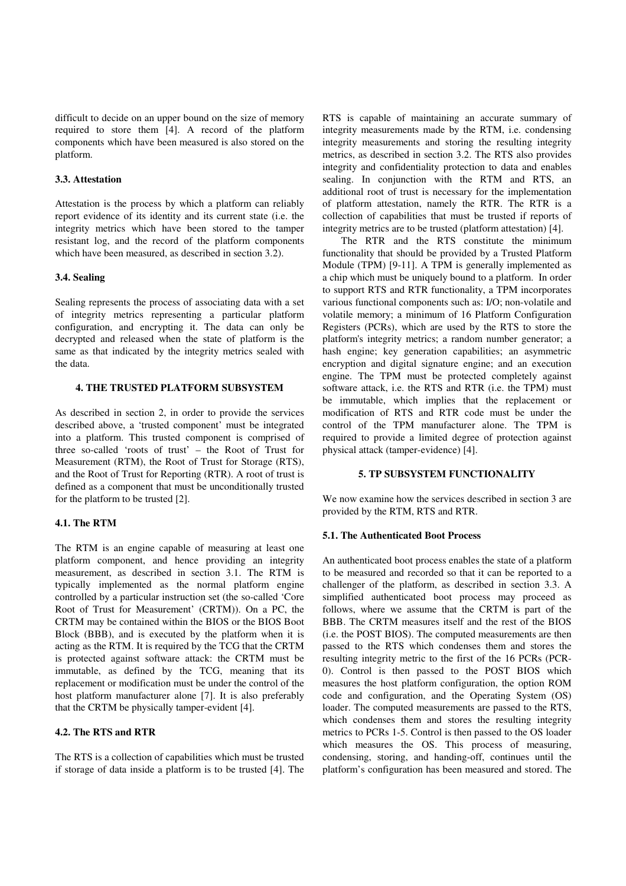difficult to decide on an upper bound on the size of memory required to store them [4]. A record of the platform components which have been measured is also stored on the platform.

### 3.3. Attestation

Attestation is the process by which a platform can reliably report evidence of its identity and its current state (i.e. the integrity metrics which have been stored to the tamper resistant log, and the record of the platform components which have been measured, as described in section 3.2).

### 3.4. Sealing

Sealing represents the process of associating data with a set of integrity metrics representing a particular platform configuration, and encrypting it. The data can only be decrypted and released when the state of platform is the same as that indicated by the integrity metrics sealed with the data.

## 4. THE TRUSTED PLATFORM SUBSYSTEM

As described in section 2, in order to provide the services described above, a 'trusted component' must be integrated into a platform. This trusted component is comprised of three so-called 'roots of trust' – the Root of Trust for Measurement (RTM), the Root of Trust for Storage (RTS), and the Root of Trust for Reporting (RTR). A root of trust is defined as a component that must be unconditionally trusted for the platform to be trusted [2].

### 4.1. The RTM

The RTM is an engine capable of measuring at least one platform component, and hence providing an integrity measurement, as described in section 3.1. The RTM is typically implemented as the normal platform engine controlled by a particular instruction set (the so-called 'Core Root of Trust for Measurement' (CRTM)). On a PC, the CRTM may be contained within the BIOS or the BIOS Boot Block (BBB), and is executed by the platform when it is acting as the RTM. It is required by the TCG that the CRTM is protected against software attack: the CRTM must be immutable, as defined by the TCG, meaning that its replacement or modification must be under the control of the host platform manufacturer alone [7]. It is also preferably that the CRTM be physically tamper-evident [4].

### 4.2. The RTS and RTR

The RTS is a collection of capabilities which must be trusted if storage of data inside a platform is to be trusted [4]. The RTS is capable of maintaining an accurate summary of integrity measurements made by the RTM, i.e. condensing integrity measurements and storing the resulting integrity metrics, as described in section 3.2. The RTS also provides integrity and confidentiality protection to data and enables sealing. In conjunction with the RTM and RTS, an additional root of trust is necessary for the implementation of platform attestation, namely the RTR. The RTR is a collection of capabilities that must be trusted if reports of integrity metrics are to be trusted (platform attestation) [4].

The RTR and the RTS constitute the minimum functionality that should be provided by a Trusted Platform Module (TPM) [9-11]. A TPM is generally implemented as a chip which must be uniquely bound to a platform. In order to support RTS and RTR functionality, a TPM incorporates various functional components such as: I/O; non-volatile and volatile memory; a minimum of 16 Platform Configuration Registers (PCRs), which are used by the RTS to store the platform's integrity metrics; a random number generator; a hash engine; key generation capabilities; an asymmetric encryption and digital signature engine; and an execution engine. The TPM must be protected completely against software attack, i.e. the RTS and RTR (i.e. the TPM) must be immutable, which implies that the replacement or modification of RTS and RTR code must be under the control of the TPM manufacturer alone. The TPM is required to provide a limited degree of protection against physical attack (tamper-evidence) [4].

## 5. TP SUBSYSTEM FUNCTIONALITY

We now examine how the services described in section 3 are provided by the RTM, RTS and RTR.

### 5.1. The Authenticated Boot Process

An authenticated boot process enables the state of a platform to be measured and recorded so that it can be reported to a challenger of the platform, as described in section 3.3. A simplified authenticated boot process may proceed as follows, where we assume that the CRTM is part of the BBB. The CRTM measures itself and the rest of the BIOS (i.e. the POST BIOS). The computed measurements are then passed to the RTS which condenses them and stores the resulting integrity metric to the first of the 16 PCRs (PCR-0). Control is then passed to the POST BIOS which measures the host platform configuration, the option ROM code and configuration, and the Operating System (OS) loader. The computed measurements are passed to the RTS, which condenses them and stores the resulting integrity metrics to PCRs 1-5. Control is then passed to the OS loader which measures the OS. This process of measuring, condensing, storing, and handing-off, continues until the platform's configuration has been measured and stored. The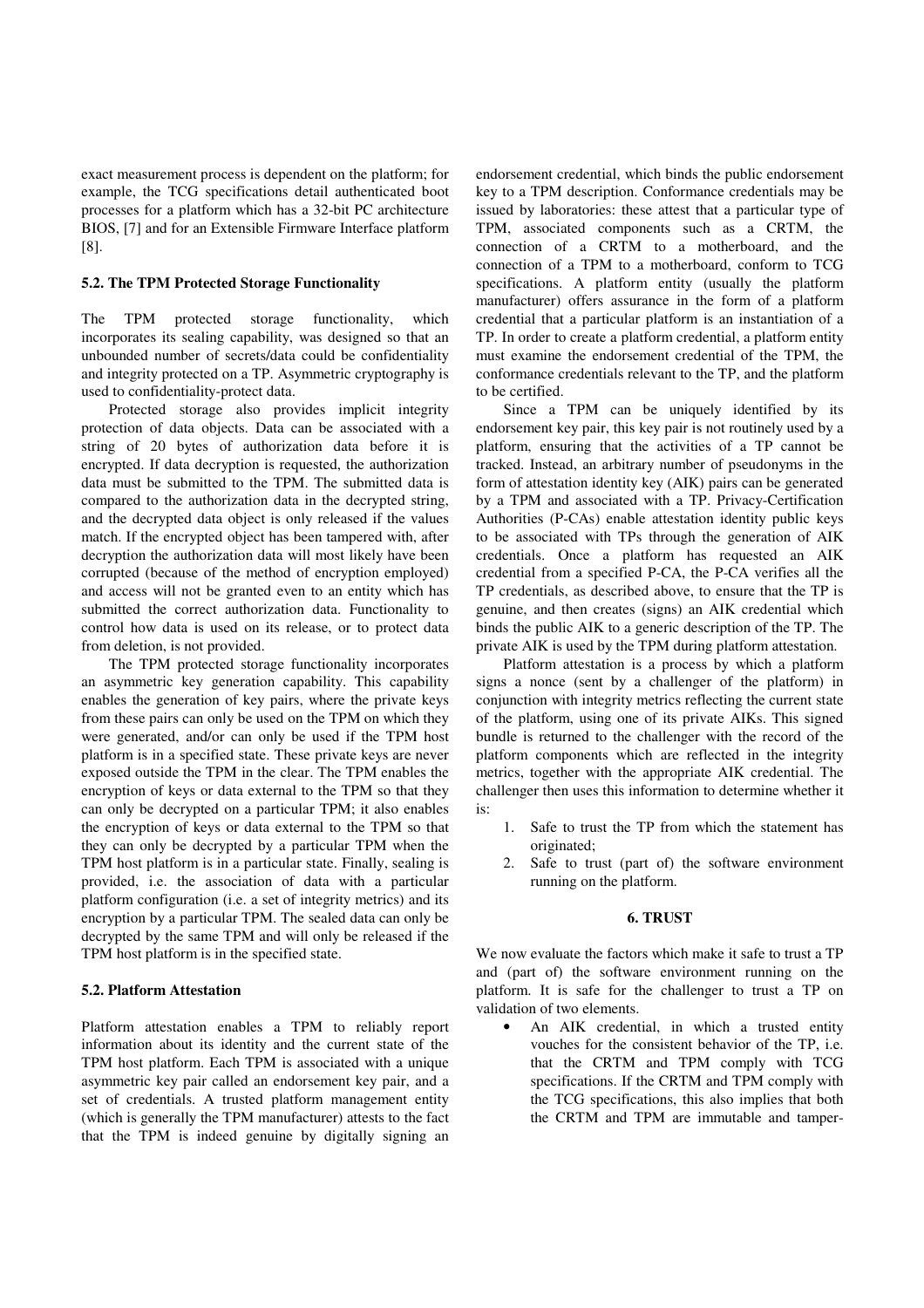exact measurement process is dependent on the platform; for example, the TCG specifications detail authenticated boot processes for a platform which has a 32-bit PC architecture BIOS, [7] and for an Extensible Firmware Interface platform [8].

### 5.2. The TPM Protected Storage Functionality

The TPM protected storage functionality, which incorporates its sealing capability, was designed so that an unbounded number of secrets/data could be confidentiality and integrity protected on a TP. Asymmetric cryptography is used to confidentiality-protect data.

Protected storage also provides implicit integrity protection of data objects. Data can be associated with a string of 20 bytes of authorization data before it is encrypted. If data decryption is requested, the authorization data must be submitted to the TPM. The submitted data is compared to the authorization data in the decrypted string, and the decrypted data object is only released if the values match. If the encrypted object has been tampered with, after decryption the authorization data will most likely have been corrupted (because of the method of encryption employed) and access will not be granted even to an entity which has submitted the correct authorization data. Functionality to control how data is used on its release, or to protect data from deletion, is not provided.

The TPM protected storage functionality incorporates an asymmetric key generation capability. This capability enables the generation of key pairs, where the private keys from these pairs can only be used on the TPM on which they were generated, and/or can only be used if the TPM host platform is in a specified state. These private keys are never exposed outside the TPM in the clear. The TPM enables the encryption of keys or data external to the TPM so that they can only be decrypted on a particular TPM; it also enables the encryption of keys or data external to the TPM so that they can only be decrypted by a particular TPM when the TPM host platform is in a particular state. Finally, sealing is provided, i.e. the association of data with a particular platform configuration (i.e. a set of integrity metrics) and its encryption by a particular TPM. The sealed data can only be decrypted by the same TPM and will only be released if the TPM host platform is in the specified state.

### 5.2. Platform Attestation

Platform attestation enables a TPM to reliably report information about its identity and the current state of the TPM host platform. Each TPM is associated with a unique asymmetric key pair called an endorsement key pair, and a set of credentials. A trusted platform management entity (which is generally the TPM manufacturer) attests to the fact that the TPM is indeed genuine by digitally signing an endorsement credential, which binds the public endorsement key to a TPM description. Conformance credentials may be issued by laboratories: these attest that a particular type of TPM, associated components such as a CRTM, the connection of a CRTM to a motherboard, and the connection of a TPM to a motherboard, conform to TCG specifications. A platform entity (usually the platform manufacturer) offers assurance in the form of a platform credential that a particular platform is an instantiation of a TP. In order to create a platform credential, a platform entity must examine the endorsement credential of the TPM, the conformance credentials relevant to the TP, and the platform to be certified.

Since a TPM can be uniquely identified by its endorsement key pair, this key pair is not routinely used by a platform, ensuring that the activities of a TP cannot be tracked. Instead, an arbitrary number of pseudonyms in the form of attestation identity key (AIK) pairs can be generated by a TPM and associated with a TP. Privacy-Certification Authorities (P-CAs) enable attestation identity public keys to be associated with TPs through the generation of AIK credentials. Once a platform has requested an AIK credential from a specified P-CA, the P-CA verifies all the TP credentials, as described above, to ensure that the TP is genuine, and then creates (signs) an AIK credential which binds the public AIK to a generic description of the TP. The private AIK is used by the TPM during platform attestation.

Platform attestation is a process by which a platform signs a nonce (sent by a challenger of the platform) in conjunction with integrity metrics reflecting the current state of the platform, using one of its private AIKs. This signed bundle is returned to the challenger with the record of the platform components which are reflected in the integrity metrics, together with the appropriate AIK credential. The challenger then uses this information to determine whether it is:

1. Safe to trust the TP from which the statement has originated;
2. Safe to trust (part of) the software environment running on the platform.

## 6. TRUST

We now evaluate the factors which make it safe to trust a TP and (part of) the software environment running on the platform. It is safe for the challenger to trust a TP on validation of two elements.

- An AIK credential, in which a trusted entity vouches for the consistent behavior of the TP, i.e. that the CRTM and TPM comply with TCG specifications. If the CRTM and TPM comply with the TCG specifications, this also implies that both the CRTM and TPM are immutable and tamper-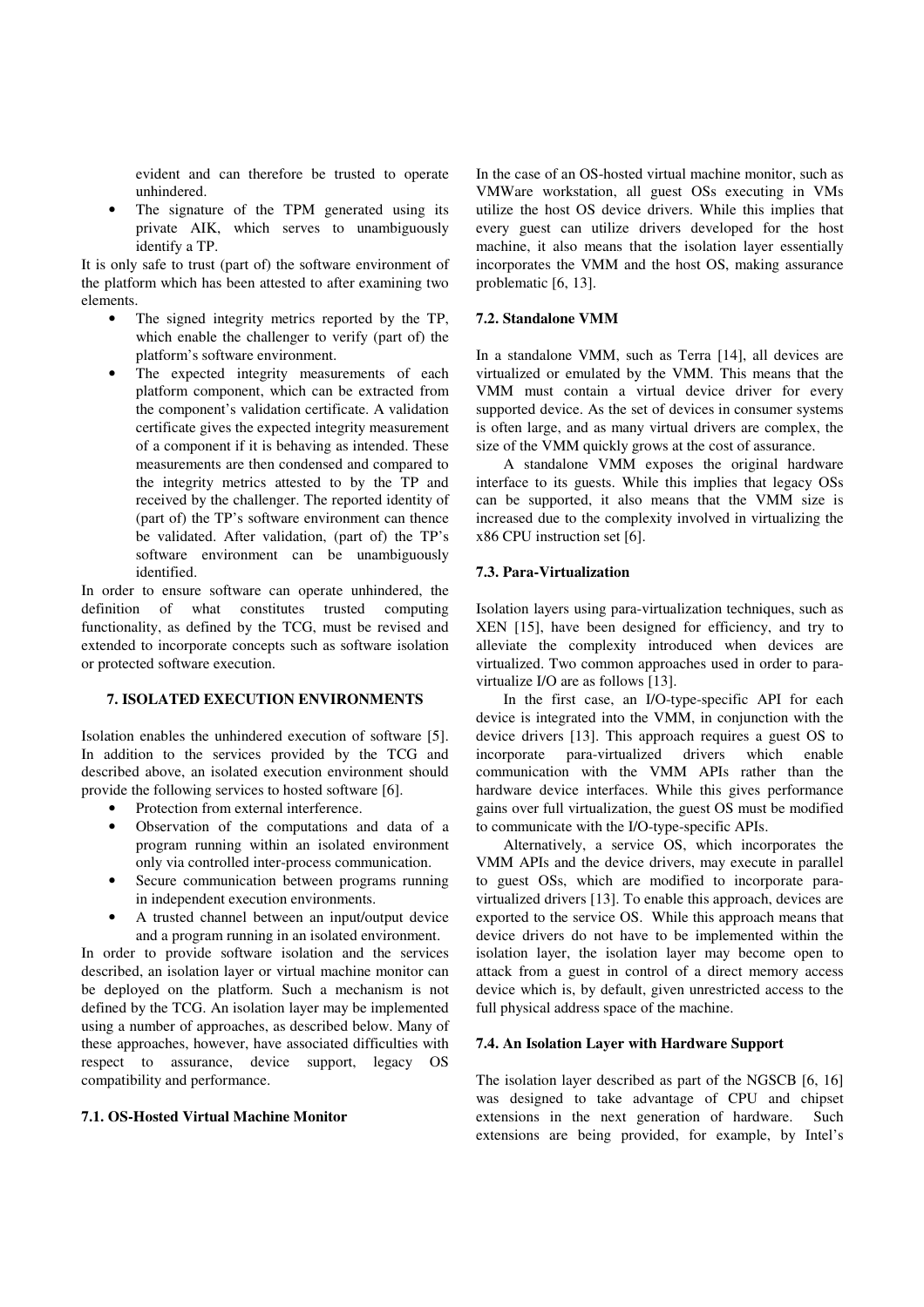evident and can therefore be trusted to operate unhindered.

- The signature of the TPM generated using its private AIK, which serves to unambiguously identify a TP.

It is only safe to trust (part of) the software environment of the platform which has been attested to after examining two elements.

- The signed integrity metrics reported by the TP, which enable the challenger to verify (part of) the platform's software environment.
- The expected integrity measurements of each platform component, which can be extracted from the component's validation certificate. A validation certificate gives the expected integrity measurement of a component if it is behaving as intended. These measurements are then condensed and compared to the integrity metrics attested to by the TP and received by the challenger. The reported identity of (part of) the TP's software environment can thence be validated. After validation, (part of) the TP's software environment can be unambiguously identified.

In order to ensure software can operate unhindered, the definition of what constitutes trusted computing functionality, as defined by the TCG, must be revised and extended to incorporate concepts such as software isolation or protected software execution.

## 7. ISOLATED EXECUTION ENVIRONMENTS

Isolation enables the unhindered execution of software [5]. In addition to the services provided by the TCG and described above, an isolated execution environment should provide the following services to hosted software [6].

- Protection from external interference.
- Observation of the computations and data of a program running within an isolated environment only via controlled inter-process communication.
- Secure communication between programs running in independent execution environments.
- A trusted channel between an input/output device and a program running in an isolated environment.

In order to provide software isolation and the services described, an isolation layer or virtual machine monitor can be deployed on the platform. Such a mechanism is not defined by the TCG. An isolation layer may be implemented using a number of approaches, as described below. Many of these approaches, however, have associated difficulties with respect to assurance, device support, legacy OS compatibility and performance.

### 7.1. OS-Hosted Virtual Machine Monitor

In the case of an OS-hosted virtual machine monitor, such as VMWare workstation, all guest OSs executing in VMs utilize the host OS device drivers. While this implies that every guest can utilize drivers developed for the host machine, it also means that the isolation layer essentially incorporates the VMM and the host OS, making assurance problematic [6, 13].

### 7.2. Standalone VMM

In a standalone VMM, such as Terra [14], all devices are virtualized or emulated by the VMM. This means that the VMM must contain a virtual device driver for every supported device. As the set of devices in consumer systems is often large, and as many virtual drivers are complex, the size of the VMM quickly grows at the cost of assurance.

A standalone VMM exposes the original hardware interface to its guests. While this implies that legacy OSs can be supported, it also means that the VMM size is increased due to the complexity involved in virtualizing the x86 CPU instruction set [6].

### 7.3. Para-Virtualization

Isolation layers using para-virtualization techniques, such as XEN [15], have been designed for efficiency, and try to alleviate the complexity introduced when devices are virtualized. Two common approaches used in order to para-virtualize I/O are as follows [13].

In the first case, an I/O-type-specific API for each device is integrated into the VMM, in conjunction with the device drivers [13]. This approach requires a guest OS to incorporate para-virtualized drivers which enable communication with the VMM APIs rather than the hardware device interfaces. While this gives performance gains over full virtualization, the guest OS must be modified to communicate with the I/O-type-specific APIs.

Alternatively, a service OS, which incorporates the VMM APIs and the device drivers, may execute in parallel to guest OSs, which are modified to incorporate para-virtualized drivers [13]. To enable this approach, devices are exported to the service OS. While this approach means that device drivers do not have to be implemented within the isolation layer, the isolation layer may become open to attack from a guest in control of a direct memory access device which is, by default, given unrestricted access to the full physical address space of the machine.

### 7.4. An Isolation Layer with Hardware Support

The isolation layer described as part of the NGSCB [6, 16] was designed to take advantage of CPU and chipset extensions in the next generation of hardware. Such extensions are being provided, for example, by Intel's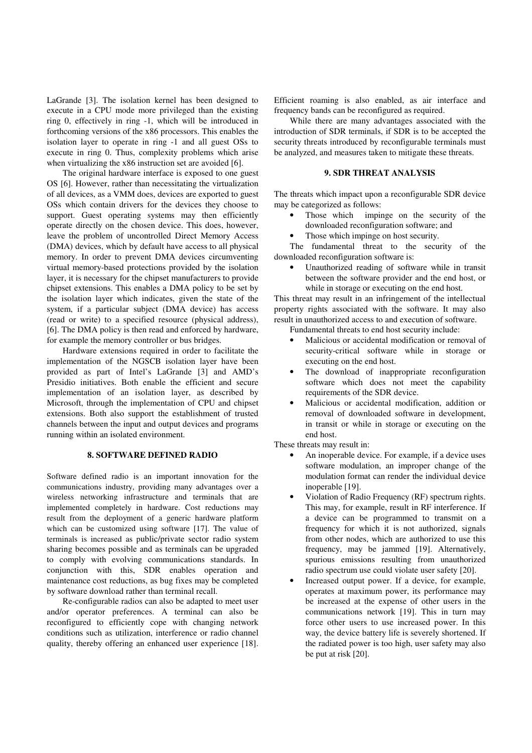LaGrande [3]. The isolation kernel has been designed to execute in a CPU mode more privileged than the existing ring 0, effectively in ring -1, which will be introduced in forthcoming versions of the x86 processors. This enables the isolation layer to operate in ring -1 and all guest OSs to execute in ring 0. Thus, complexity problems which arise when virtualizing the x86 instruction set are avoided [6].

The original hardware interface is exposed to one guest OS [6]. However, rather than necessitating the virtualization of all devices, as a VMM does, devices are exported to guest OSs which contain drivers for the devices they choose to support. Guest operating systems may then efficiently operate directly on the chosen device. This does, however, leave the problem of uncontrolled Direct Memory Access (DMA) devices, which by default have access to all physical memory. In order to prevent DMA devices circumventing virtual memory-based protections provided by the isolation layer, it is necessary for the chipset manufacturers to provide chipset extensions. This enables a DMA policy to be set by the isolation layer which indicates, given the state of the system, if a particular subject (DMA device) has access (read or write) to a specified resource (physical address), [6]. The DMA policy is then read and enforced by hardware, for example the memory controller or bus bridges.

Hardware extensions required in order to facilitate the implementation of the NGSCB isolation layer have been provided as part of Intel's LaGrande [3] and AMD's Presidio initiatives. Both enable the efficient and secure implementation of an isolation layer, as described by Microsoft, through the implementation of CPU and chipset extensions. Both also support the establishment of trusted channels between the input and output devices and programs running within an isolated environment.

## 8. SOFTWARE DEFINED RADIO

Software defined radio is an important innovation for the communications industry, providing many advantages over a wireless networking infrastructure and terminals that are implemented completely in hardware. Cost reductions may result from the deployment of a generic hardware platform which can be customized using software [17]. The value of terminals is increased as public/private sector radio system sharing becomes possible and as terminals can be upgraded to comply with evolving communications standards. In conjunction with this, SDR enables operation and maintenance cost reductions, as bug fixes may be completed by software download rather than terminal recall.

Re-configurable radios can also be adapted to meet user and/or operator preferences. A terminal can also be reconfigured to efficiently cope with changing network conditions such as utilization, interference or radio channel quality, thereby offering an enhanced user experience [18]. Efficient roaming is also enabled, as air interface and frequency bands can be reconfigured as required.

While there are many advantages associated with the introduction of SDR terminals, if SDR is to be accepted the security threats introduced by reconfigurable terminals must be analyzed, and measures taken to mitigate these threats.

## 9. SDR THREAT ANALYSIS

The threats which impact upon a reconfigurable SDR device may be categorized as follows:

- Those which impinge on the security of the downloaded reconfiguration software; and
- Those which impinge on host security.

The fundamental threat to the security of the downloaded reconfiguration software is:

- Unauthorized reading of software while in transit between the software provider and the end host, or while in storage or executing on the end host.

This threat may result in an infringement of the intellectual property rights associated with the software. It may also result in unauthorized access to and execution of software.

Fundamental threats to end host security include:

- Malicious or accidental modification or removal of security-critical software while in storage or executing on the end host.
- The download of inappropriate reconfiguration software which does not meet the capability requirements of the SDR device.
- Malicious or accidental modification, addition or removal of downloaded software in development, in transit or while in storage or executing on the end host.

These threats may result in:

- An inoperable device. For example, if a device uses software modulation, an improper change of the modulation format can render the individual device inoperable [19].
- Violation of Radio Frequency (RF) spectrum rights. This may, for example, result in RF interference. If a device can be programmed to transmit on a frequency for which it is not authorized, signals from other nodes, which are authorized to use this frequency, may be jammed [19]. Alternatively, spurious emissions resulting from unauthorized radio spectrum use could violate user safety [20].
- Increased output power. If a device, for example, operates at maximum power, its performance may be increased at the expense of other users in the communications network [19]. This in turn may force other users to use increased power. In this way, the device battery life is severely shortened. If the radiated power is too high, user safety may also be put at risk [20].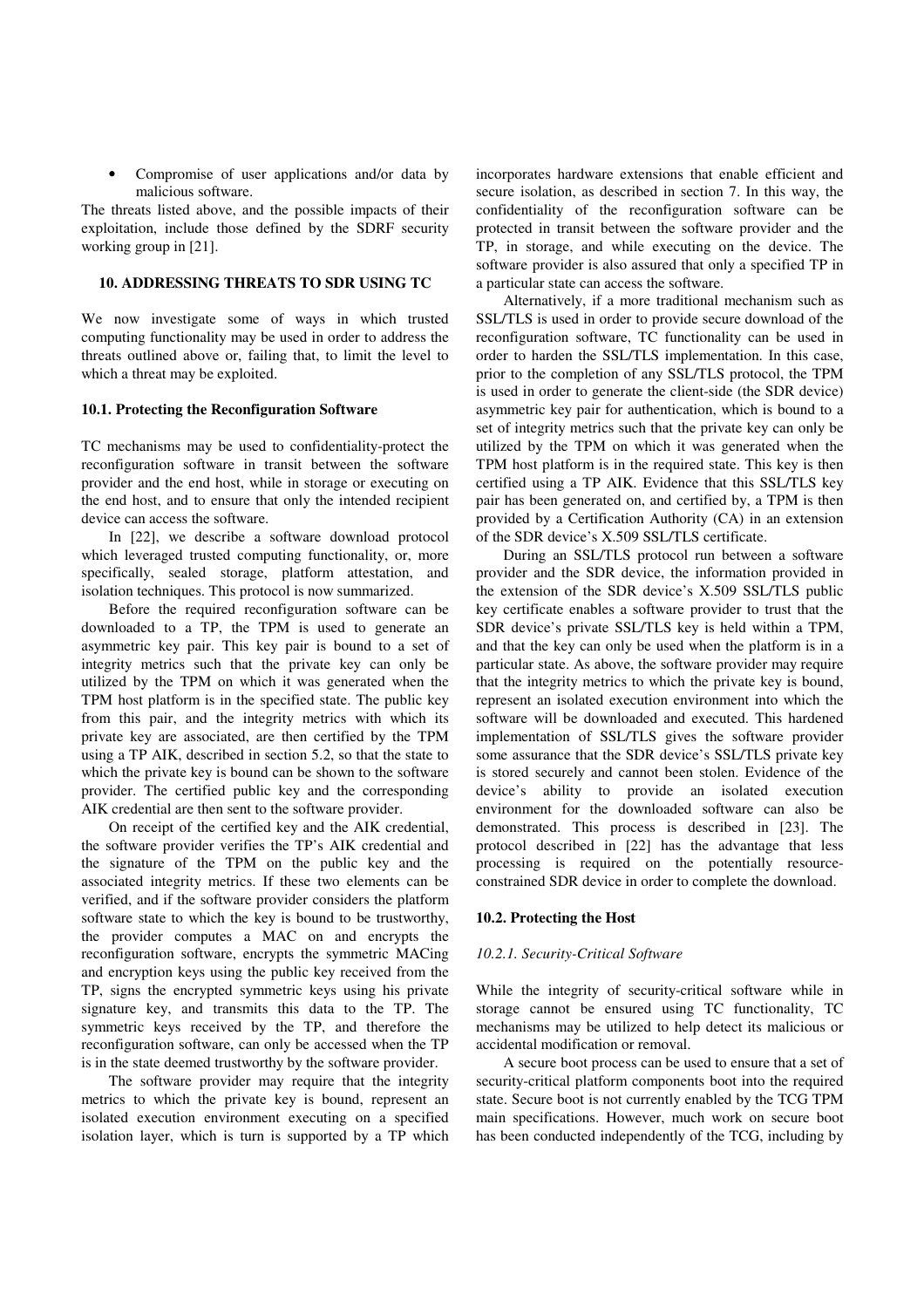- Compromise of user applications and/or data by malicious software.

The threats listed above, and the possible impacts of their exploitation, include those defined by the SDRF security working group in [21].

## 10. ADDRESSING THREATS TO SDR USING TC

We now investigate some of ways in which trusted computing functionality may be used in order to address the threats outlined above or, failing that, to limit the level to which a threat may be exploited.

### 10.1. Protecting the Reconfiguration Software

TC mechanisms may be used to confidentiality-protect the reconfiguration software in transit between the software provider and the end host, while in storage or executing on the end host, and to ensure that only the intended recipient device can access the software.

In [22], we describe a software download protocol which leveraged trusted computing functionality, or, more specifically, sealed storage, platform attestation, and isolation techniques. This protocol is now summarized.

Before the required reconfiguration software can be downloaded to a TP, the TPM is used to generate an asymmetric key pair. This key pair is bound to a set of integrity metrics such that the private key can only be utilized by the TPM on which it was generated when the TPM host platform is in the specified state. The public key from this pair, and the integrity metrics with which its private key are associated, are then certified by the TPM using a TP AIK, described in section 5.2, so that the state to which the private key is bound can be shown to the software provider. The certified public key and the corresponding AIK credential are then sent to the software provider.

On receipt of the certified key and the AIK credential, the software provider verifies the TP's AIK credential and the signature of the TPM on the public key and the associated integrity metrics. If these two elements can be verified, and if the software provider considers the platform software state to which the key is bound to be trustworthy, the provider computes a MAC on and encrypts the reconfiguration software, encrypts the symmetric MACing and encryption keys using the public key received from the TP, signs the encrypted symmetric keys using his private signature key, and transmits this data to the TP. The symmetric keys received by the TP, and therefore the reconfiguration software, can only be accessed when the TP is in the state deemed trustworthy by the software provider.

The software provider may require that the integrity metrics to which the private key is bound, represent an isolated execution environment executing on a specified isolation layer, which is turn is supported by a TP which incorporates hardware extensions that enable efficient and secure isolation, as described in section 7. In this way, the confidentiality of the reconfiguration software can be protected in transit between the software provider and the TP, in storage, and while executing on the device. The software provider is also assured that only a specified TP in a particular state can access the software.

Alternatively, if a more traditional mechanism such as SSL/TLS is used in order to provide secure download of the reconfiguration software, TC functionality can be used in order to harden the SSL/TLS implementation. In this case, prior to the completion of any SSL/TLS protocol, the TPM is used in order to generate the client-side (the SDR device) asymmetric key pair for authentication, which is bound to a set of integrity metrics such that the private key can only be utilized by the TPM on which it was generated when the TPM host platform is in the required state. This key is then certified using a TP AIK. Evidence that this SSL/TLS key pair has been generated on, and certified by, a TPM is then provided by a Certification Authority (CA) in an extension of the SDR device's X.509 SSL/TLS certificate.

During an SSL/TLS protocol run between a software provider and the SDR device, the information provided in the extension of the SDR device's X.509 SSL/TLS public key certificate enables a software provider to trust that the SDR device's private SSL/TLS key is held within a TPM, and that the key can only be used when the platform is in a particular state. As above, the software provider may require that the integrity metrics to which the private key is bound, represent an isolated execution environment into which the software will be downloaded and executed. This hardened implementation of SSL/TLS gives the software provider some assurance that the SDR device's SSL/TLS private key is stored securely and cannot been stolen. Evidence of the device's ability to provide an isolated execution environment for the downloaded software can also be demonstrated. This process is described in [23]. The protocol described in [22] has the advantage that less processing is required on the potentially resource-constrained SDR device in order to complete the download.

### 10.2. Protecting the Host

#### *10.2.1. Security-Critical Software*

While the integrity of security-critical software while in storage cannot be ensured using TC functionality, TC mechanisms may be utilized to help detect its malicious or accidental modification or removal.

A secure boot process can be used to ensure that a set of security-critical platform components boot into the required state. Secure boot is not currently enabled by the TCG TPM main specifications. However, much work on secure boot has been conducted independently of the TCG, including by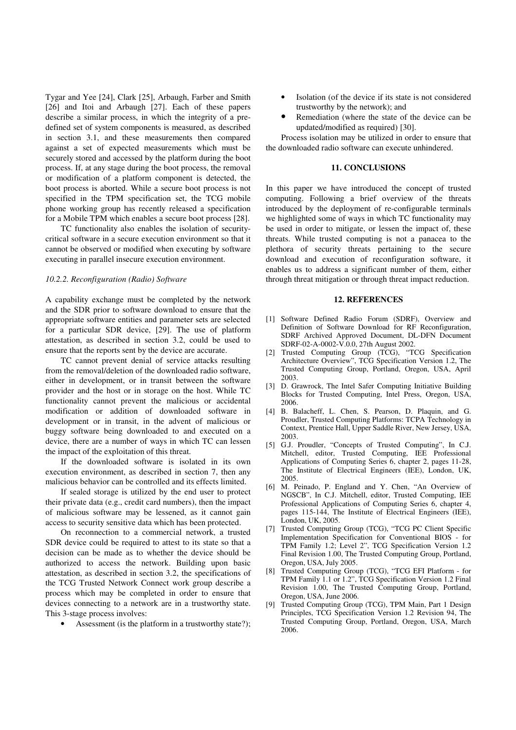Tygar and Yee [24], Clark [25], Arbaugh, Farber and Smith [26] and Itoi and Arbaugh [27]. Each of these papers describe a similar process, in which the integrity of a pre-defined set of system components is measured, as described in section 3.1, and these measurements then compared against a set of expected measurements which must be securely stored and accessed by the platform during the boot process. If, at any stage during the boot process, the removal or modification of a platform component is detected, the boot process is aborted. While a secure boot process is not specified in the TPM specification set, the TCG mobile phone working group has recently released a specification for a Mobile TPM which enables a secure boot process [28].

TC functionality also enables the isolation of security-critical software in a secure execution environment so that it cannot be observed or modified when executing by software executing in parallel insecure execution environment.

#### *10.2.2. Reconfiguration (Radio) Software*

A capability exchange must be completed by the network and the SDR prior to software download to ensure that the appropriate software entities and parameter sets are selected for a particular SDR device, [29]. The use of platform attestation, as described in section 3.2, could be used to ensure that the reports sent by the device are accurate.

TC cannot prevent denial of service attacks resulting from the removal/deletion of the downloaded radio software, either in development, or in transit between the software provider and the host or in storage on the host. While TC functionality cannot prevent the malicious or accidental modification or addition of downloaded software in development or in transit, in the advent of malicious or buggy software being downloaded to and executed on a device, there are a number of ways in which TC can lessen the impact of the exploitation of this threat.

If the downloaded software is isolated in its own execution environment, as described in section 7, then any malicious behavior can be controlled and its effects limited.

If sealed storage is utilized by the end user to protect their private data (e.g., credit card numbers), then the impact of malicious software may be lessened, as it cannot gain access to security sensitive data which has been protected.

On reconnection to a commercial network, a trusted SDR device could be required to attest to its state so that a decision can be made as to whether the device should be authorized to access the network. Building upon basic attestation, as described in section 3.2, the specifications of the TCG Trusted Network Connect work group describe a process which may be completed in order to ensure that devices connecting to a network are in a trustworthy state. This 3-stage process involves:

- Assessment (is the platform in a trustworthy state?);
- Isolation (of the device if its state is not considered trustworthy by the network); and
- Remediation (where the state of the device can be updated/modified as required) [30].

Process isolation may be utilized in order to ensure that the downloaded radio software can execute unhindered.

## 11. CONCLUSIONS

In this paper we have introduced the concept of trusted computing. Following a brief overview of the threats introduced by the deployment of re-configurable terminals we highlighted some of ways in which TC functionality may be used in order to mitigate, or lessen the impact of, these threats. While trusted computing is not a panacea to the plethora of security threats pertaining to the secure download and execution of reconfiguration software, it enables us to address a significant number of them, either through threat mitigation or through threat impact reduction.

## 12. REFERENCES

[1] Software Defined Radio Forum (SDRF), Overview and Definition of Software Download for RF Reconfiguration, SDRF Archived Approved Document, DL-DFN Document SDRF-02-A-0002-V.0.0, 27th August 2002.

[2] Trusted Computing Group (TCG), "TCG Specification Architecture Overview", TCG Specification Version 1.2, The Trusted Computing Group, Portland, Oregon, USA, April 2003.

[3] D. Grawrock, The Intel Safer Computing Initiative Building Blocks for Trusted Computing, Intel Press, Oregon, USA, 2006.

[4] B. Balacheff, L. Chen, S. Pearson, D. Plaquin, and G. Proudler, Trusted Computing Platforms: TCPA Technology in Context, Prentice Hall, Upper Saddle River, New Jersey, USA, 2003.

[5] G.J. Proudler, "Concepts of Trusted Computing", In C.J. Mitchell, editor, Trusted Computing, IEE Professional Applications of Computing Series 6, chapter 2, pages 11-28, The Institute of Electrical Engineers (IEE), London, UK, 2005.

[6] M. Peinado, P. England and Y. Chen, "An Overview of NGSCB", In C.J. Mitchell, editor, Trusted Computing, IEE Professional Applications of Computing Series 6, chapter 4, pages 115-144, The Institute of Electrical Engineers (IEE), London, UK, 2005.

[7] Trusted Computing Group (TCG), "TCG PC Client Specific Implementation Specification for Conventional BIOS - for TPM Family 1.2; Level 2", TCG Specification Version 1.2 Final Revision 1.00, The Trusted Computing Group, Portland, Oregon, USA, July 2005.

[8] Trusted Computing Group (TCG), "TCG EFI Platform - for TPM Family 1.1 or 1.2", TCG Specification Version 1.2 Final Revision 1.00, The Trusted Computing Group, Portland, Oregon, USA, June 2006.

[9] Trusted Computing Group (TCG), TPM Main, Part 1 Design Principles, TCG Specification Version 1.2 Revision 94, The Trusted Computing Group, Portland, Oregon, USA, March 2006.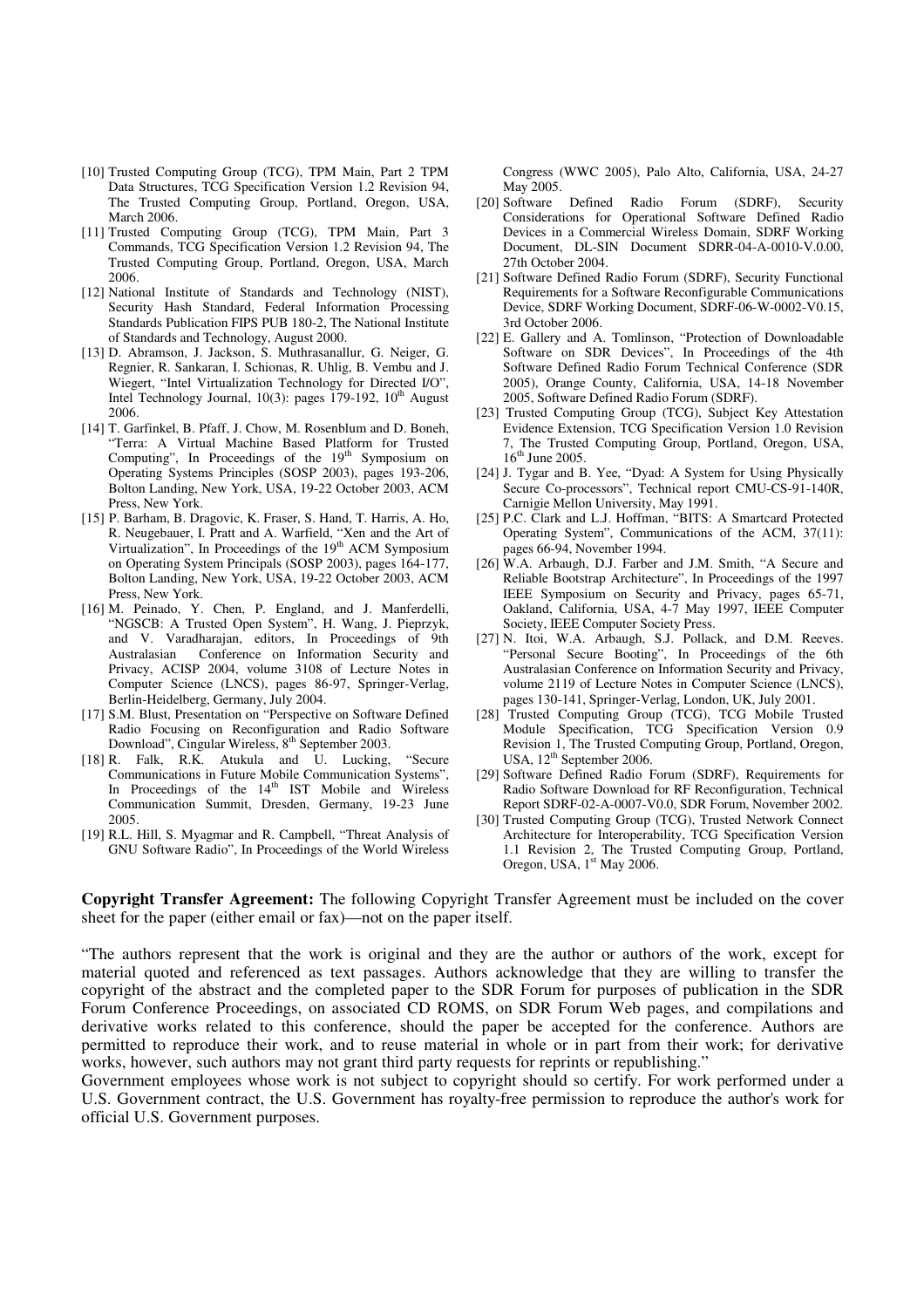[10] Trusted Computing Group (TCG), TPM Main, Part 2 TPM Data Structures, TCG Specification Version 1.2 Revision 94, The Trusted Computing Group, Portland, Oregon, USA, March 2006.

[11] Trusted Computing Group (TCG), TPM Main, Part 3 Commands, TCG Specification Version 1.2 Revision 94, The Trusted Computing Group, Portland, Oregon, USA, March 2006.

[12] National Institute of Standards and Technology (NIST), Security Hash Standard, Federal Information Processing Standards Publication FIPS PUB 180-2, The National Institute of Standards and Technology, August 2000.

[13] D. Abramson, J. Jackson, S. Muthrasanallur, G. Neiger, G. Regnier, R. Sankaran, I. Schionas, R. Uhlig, B. Vembu and J. Wiegert, "Intel Virtualization Technology for Directed I/O", Intel Technology Journal, 10(3): pages 179-192, 10th August 2006.

[14] T. Garfinkel, B. Pfaff, J. Chow, M. Rosenblum and D. Boneh, "Terra: A Virtual Machine Based Platform for Trusted Computing", In Proceedings of the 19th Symposium on Operating Systems Principles (SOSP 2003), pages 193-206, Bolton Landing, New York, USA, 19-22 October 2003, ACM Press, New York.

[15] P. Barham, B. Dragovic, K. Fraser, S. Hand, T. Harris, A. Ho, R. Neugebauer, I. Pratt and A. Warfield, "Xen and the Art of Virtualization", In Proceedings of the 19th ACM Symposium on Operating System Principals (SOSP 2003), pages 164-177, Bolton Landing, New York, USA, 19-22 October 2003, ACM Press, New York.

[16] M. Peinado, Y. Chen, P. England, and J. Manferdelli, "NGSCB: A Trusted Open System", H. Wang, J. Pieprzyk, and V. Varadharajan, editors, In Proceedings of 9th Australasian Conference on Information Security and Privacy, ACISP 2004, volume 3108 of Lecture Notes in Computer Science (LNCS), pages 86-97, Springer-Verlag, Berlin-Heidelberg, Germany, July 2004.

[17] S.M. Blust, Presentation on "Perspective on Software Defined Radio Focusing on Reconfiguration and Radio Software Download", Cingular Wireless, 8th September 2003.

[18] R. Falk, R.K. Atukula and U. Lucking, "Secure Communications in Future Mobile Communication Systems", In Proceedings of the 14th IST Mobile and Wireless Communication Summit, Dresden, Germany, 19-23 June 2005.

[19] R.L. Hill, S. Myagmar and R. Campbell, "Threat Analysis of GNU Software Radio", In Proceedings of the World Wireless Congress (WWC 2005), Palo Alto, California, USA, 24-27 May 2005.

[20] Software Defined Radio Forum (SDRF), Security Considerations for Operational Software Defined Radio Devices in a Commercial Wireless Domain, SDRF Working Document, DL-SIN Document SDRR-04-A-0010-V.0.00, 27th October 2004.

[21] Software Defined Radio Forum (SDRF), Security Functional Requirements for a Software Reconfigurable Communications Device, SDRF Working Document, SDRF-06-W-0002-V0.15, 3rd October 2006.

[22] E. Gallery and A. Tomlinson, "Protection of Downloadable Software on SDR Devices", In Proceedings of the 4th Software Defined Radio Forum Technical Conference (SDR 2005), Orange County, California, USA, 14-18 November 2005, Software Defined Radio Forum (SDRF).

[23] Trusted Computing Group (TCG), Subject Key Attestation Evidence Extension, TCG Specification Version 1.0 Revision 7, The Trusted Computing Group, Portland, Oregon, USA, 16th June 2005.

[24] J. Tygar and B. Yee, "Dyad: A System for Using Physically Secure Co-processors", Technical report CMU-CS-91-140R, Carnigie Mellon University, May 1991.

[25] P.C. Clark and L.J. Hoffman, "BITS: A Smartcard Protected Operating System", Communications of the ACM, 37(11): pages 66-94, November 1994.

[26] W.A. Arbaugh, D.J. Farber and J.M. Smith, "A Secure and Reliable Bootstrap Architecture", In Proceedings of the 1997 IEEE Symposium on Security and Privacy, pages 65-71, Oakland, California, USA, 4-7 May 1997, IEEE Computer Society, IEEE Computer Society Press.

[27] N. Itoi, W.A. Arbaugh, S.J. Pollack, and D.M. Reeves. "Personal Secure Booting", In Proceedings of the 6th Australasian Conference on Information Security and Privacy, volume 2119 of Lecture Notes in Computer Science (LNCS), pages 130-141, Springer-Verlag, London, UK, July 2001.

[28] Trusted Computing Group (TCG), TCG Mobile Trusted Module Specification, TCG Specification Version 0.9 Revision 1, The Trusted Computing Group, Portland, Oregon, USA, 12th September 2006.

[29] Software Defined Radio Forum (SDRF), Requirements for Radio Software Download for RF Reconfiguration, Technical Report SDRF-02-A-0007-V0.0, SDR Forum, November 2002.

[30] Trusted Computing Group (TCG), Trusted Network Connect Architecture for Interoperability, TCG Specification Version 1.1 Revision 2, The Trusted Computing Group, Portland, Oregon, USA, 1st May 2006.

**Copyright Transfer Agreement:** The following Copyright Transfer Agreement must be included on the cover sheet for the paper (either email or fax)—not on the paper itself.

"The authors represent that the work is original and they are the author or authors of the work, except for material quoted and referenced as text passages. Authors acknowledge that they are willing to transfer the copyright of the abstract and the completed paper to the SDR Forum for purposes of publication in the SDR Forum Conference Proceedings, on associated CD ROMS, on SDR Forum Web pages, and compilations and derivative works related to this conference, should the paper be accepted for the conference. Authors are permitted to reproduce their work, and to reuse material in whole or in part from their work; for derivative works, however, such authors may not grant third party requests for reprints or republishing."

Government employees whose work is not subject to copyright should so certify. For work performed under a U.S. Government contract, the U.S. Government has royalty-free permission to reproduce the author's work for official U.S. Government purposes.